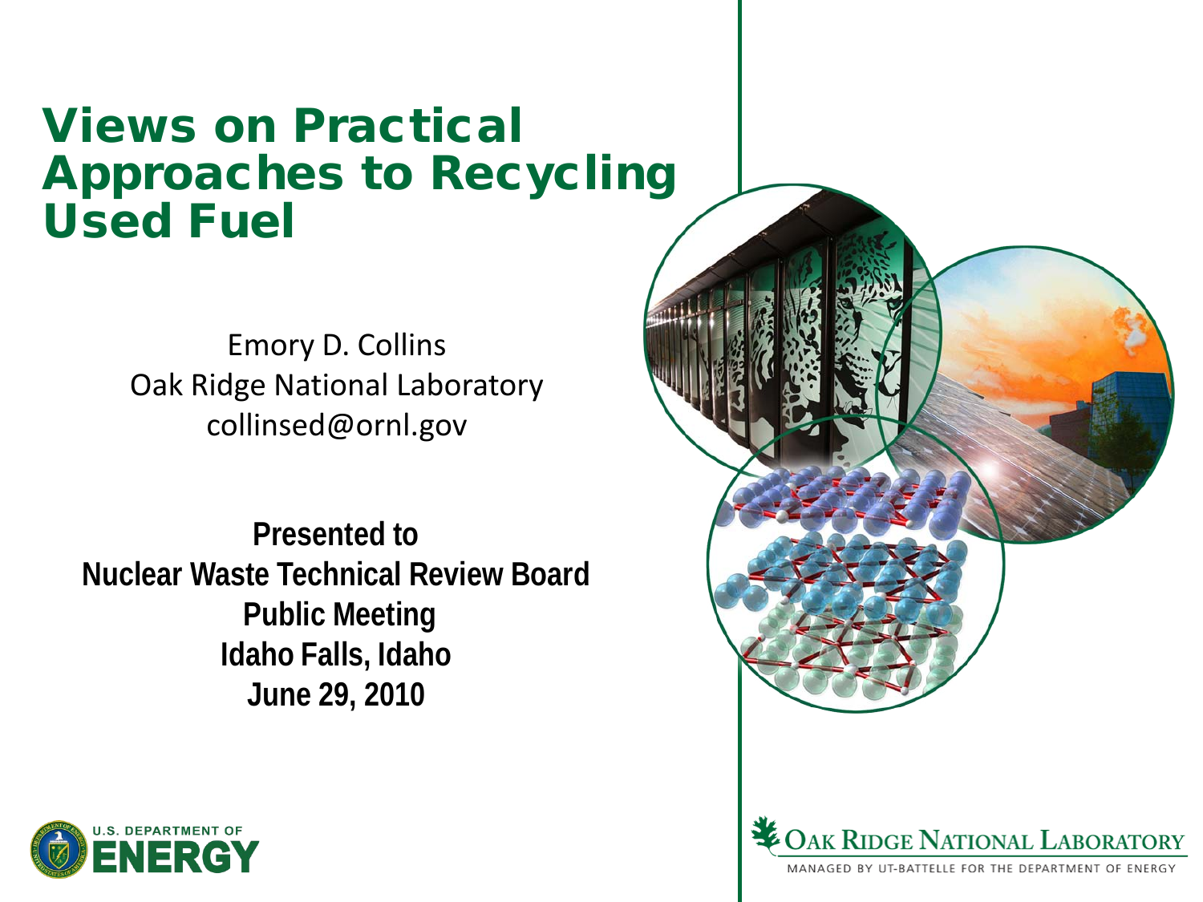# Views on Practical Approaches to Recycling Used Fuel

Emory D. Collins
Oak Ridge National Laboratory
collinsed@ornl.gov

**Presented to**
**Nuclear Waste Technical Review Board**
**Public Meeting**
**Idaho Falls, Idaho**
**June 29, 2010**

U.S. DEPARTMENT OF ENERGY

OAK RIDGE NATIONAL LABORATORY
MANAGED BY UT-BATTELLE FOR THE DEPARTMENT OF ENERGY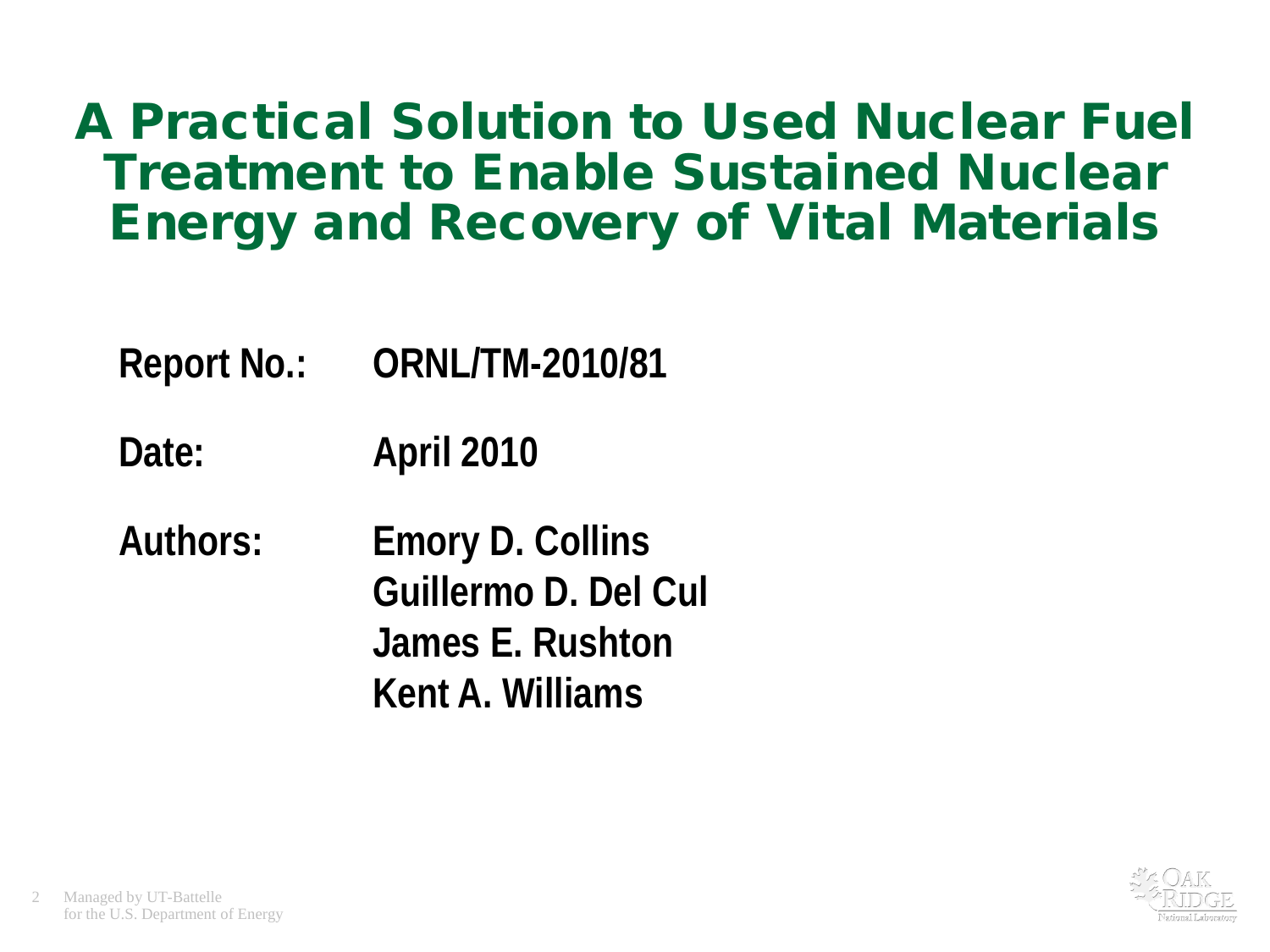# A Practical Solution to Used Nuclear Fuel Treatment to Enable Sustained Nuclear Energy and Recovery of Vital Materials

**Report No.:** **ORNL/TM-2010/81**

**Date:** **April 2010**

**Authors:** **Emory D. Collins**
**Guillermo D. Del Cul**
**James E. Rushton**
**Kent A. Williams**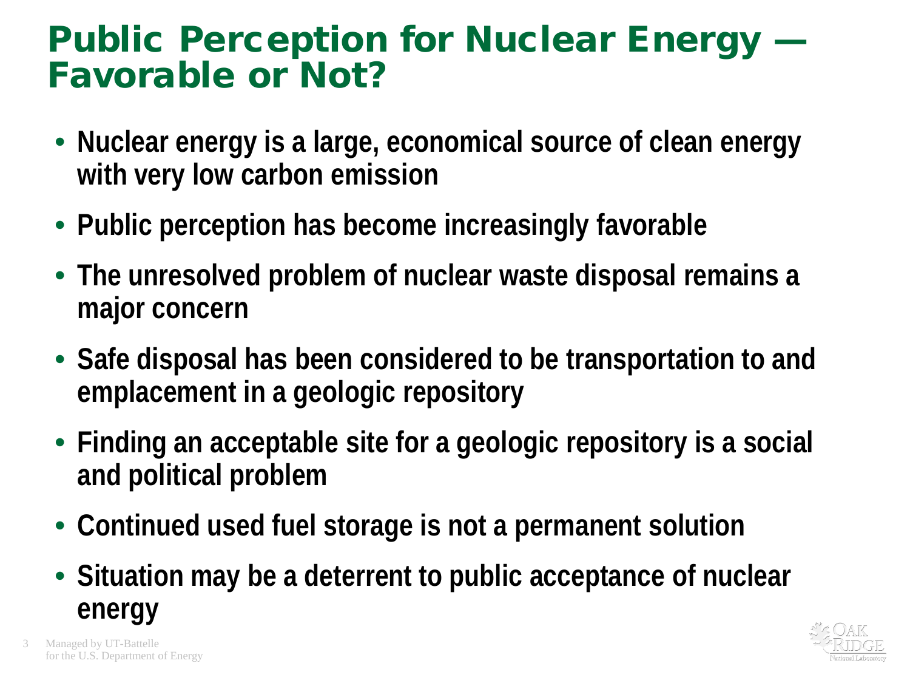# Public Perception for Nuclear Energy — Favorable or Not?

- **Nuclear energy is a large, economical source of clean energy with very low carbon emission**
- **Public perception has become increasingly favorable**
- **The unresolved problem of nuclear waste disposal remains a major concern**
- **Safe disposal has been considered to be transportation to and emplacement in a geologic repository**
- **Finding an acceptable site for a geologic repository is a social and political problem**
- **Continued used fuel storage is not a permanent solution**
- **Situation may be a deterrent to public acceptance of nuclear energy**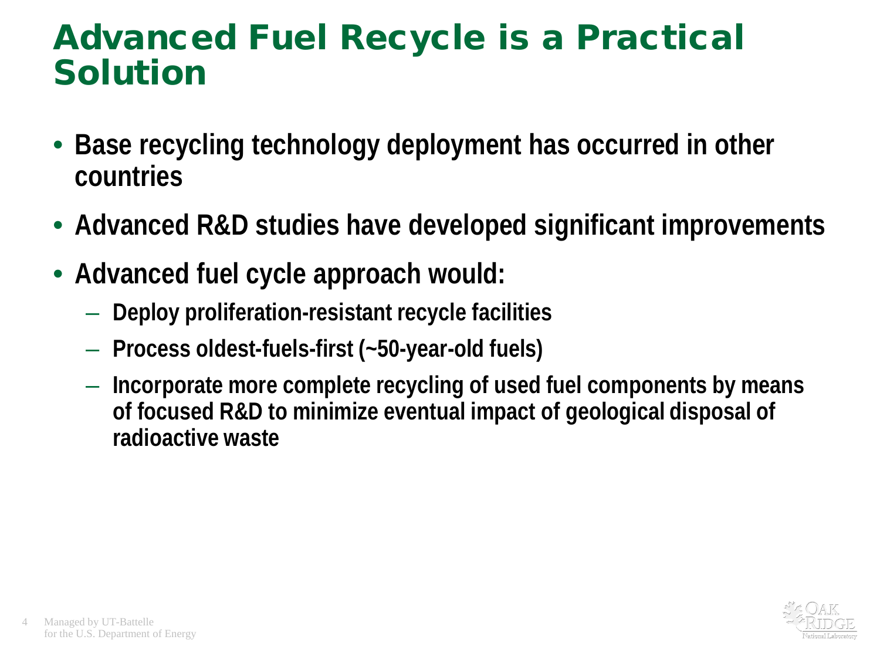# Advanced Fuel Recycle is a Practical Solution

- **Base recycling technology deployment has occurred in other countries**
- **Advanced R&D studies have developed significant improvements**
- **Advanced fuel cycle approach would:**
  - **Deploy proliferation-resistant recycle facilities**
  - **Process oldest-fuels-first (~50-year-old fuels)**
  - **Incorporate more complete recycling of used fuel components by means of focused R&D to minimize eventual impact of geological disposal of radioactive waste**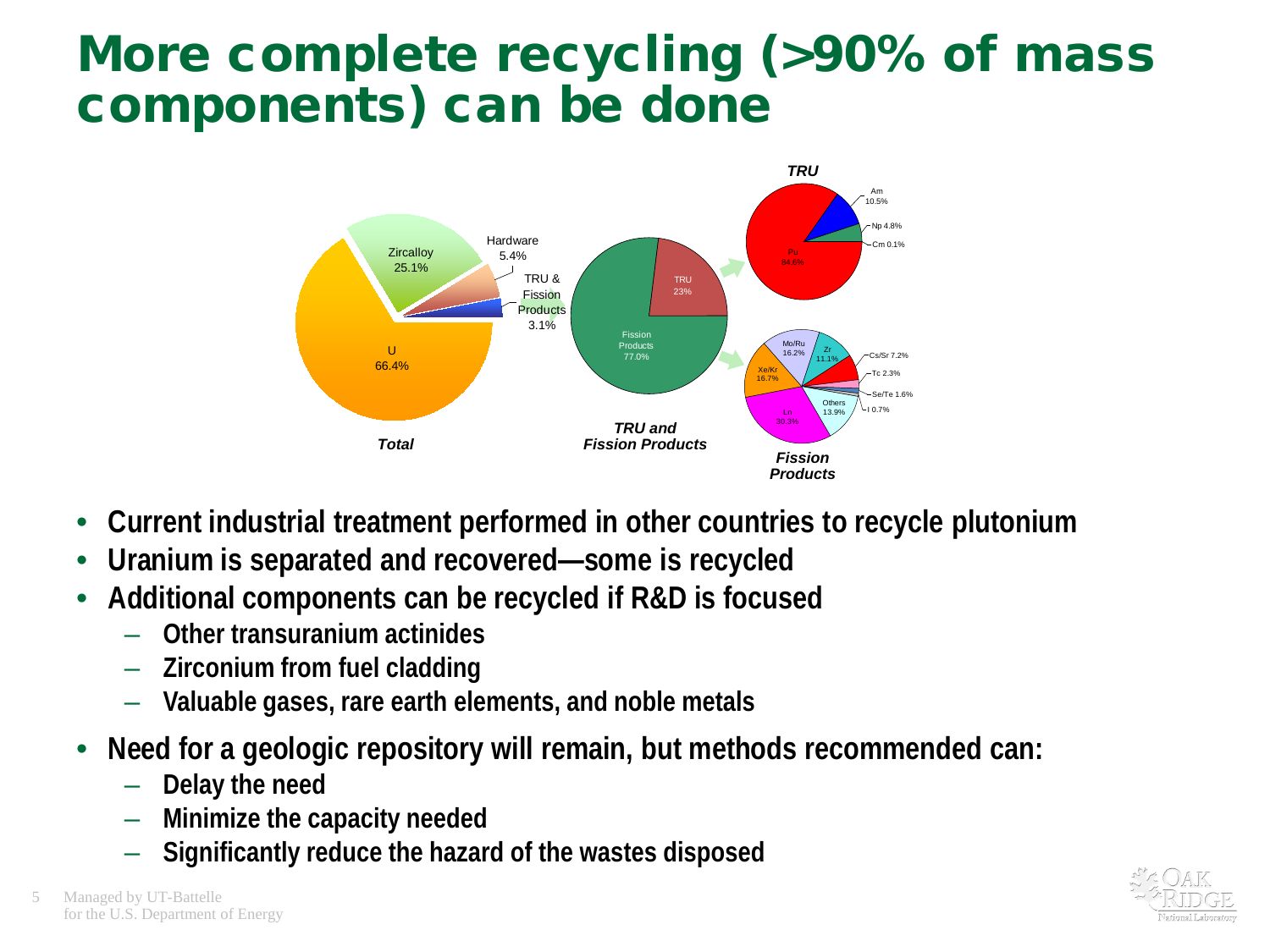# More complete recycling (>90% of mass components) can be done

*Total*: U 66.4%; Zircalloy 25.1%; Hardware 5.4%; TRU & Fission Products 3.1%

*TRU and Fission Products*: Fission Products 77.0%; TRU 23%

*TRU*: Pu 84.6%; Am 10.5%; Np 4.8%; Cm 0.1%

*Fission Products*: Ln 30.3%; Xe/Kr 16.7%; Mo/Ru 16.2%; Others 13.9%; Zr 11.1%; Cs/Sr 7.2%; Tc 2.3%; Se/Te 1.6%; I 0.7%

- Current industrial treatment performed in other countries to recycle plutonium
- Uranium is separated and recovered—some is recycled
- Additional components can be recycled if R&D is focused
  - Other transuranium actinides
  - Zirconium from fuel cladding
  - Valuable gases, rare earth elements, and noble metals
- Need for a geologic repository will remain, but methods recommended can:
  - Delay the need
  - Minimize the capacity needed
  - Significantly reduce the hazard of the wastes disposed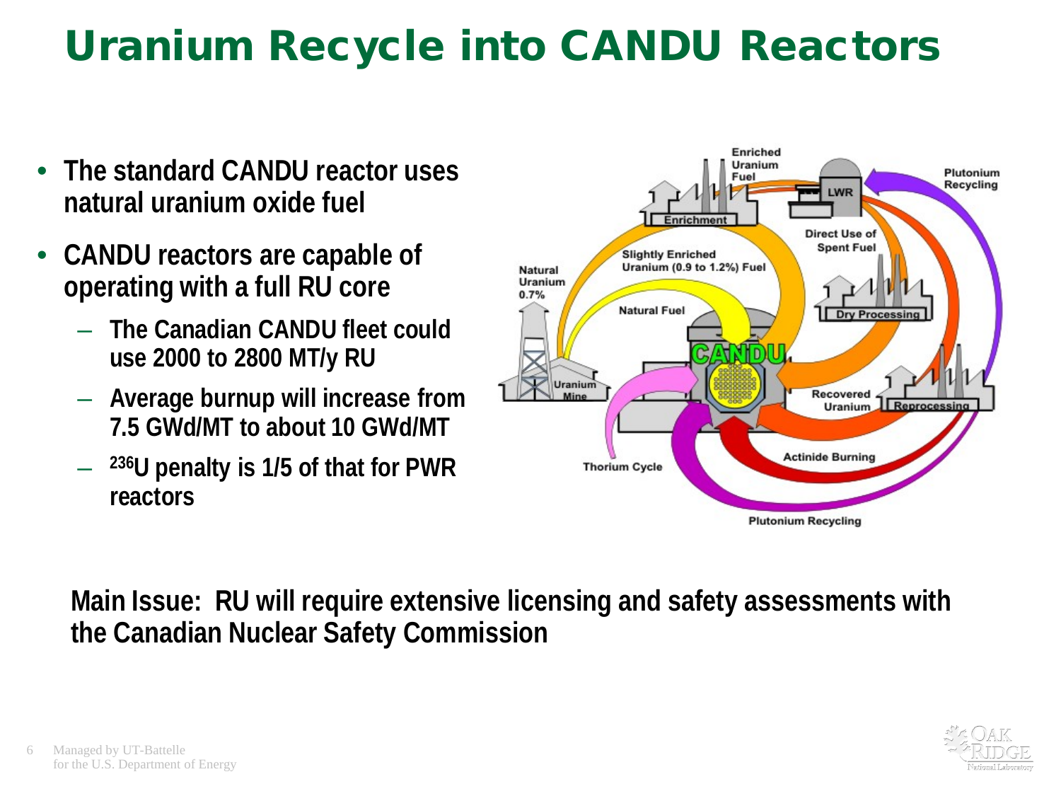# Uranium Recycle into CANDU Reactors

- The standard CANDU reactor uses natural uranium oxide fuel
- CANDU reactors are capable of operating with a full RU core
  - The Canadian CANDU fleet could use 2000 to 2800 MT/y RU
  - Average burnup will increase from 7.5 GWd/MT to about 10 GWd/MT
  - $^{236}U$ penalty is 1/5 of that for PWR reactors

**Main Issue: RU will require extensive licensing and safety assessments with the Canadian Nuclear Safety Commission**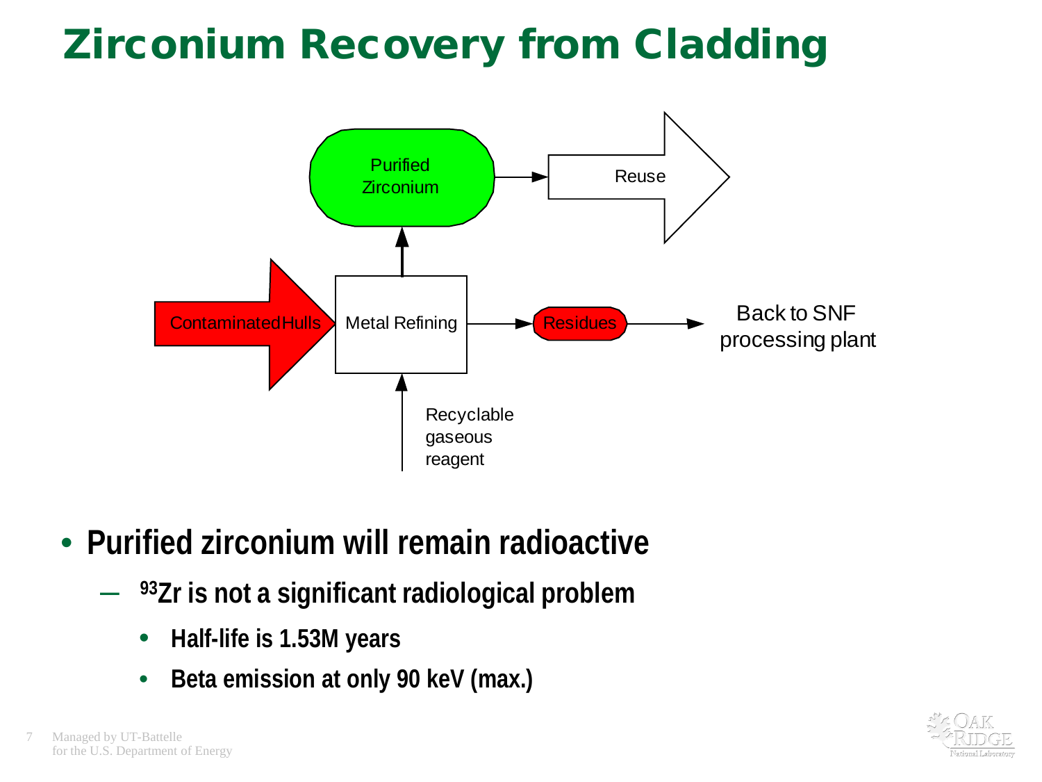# Zirconium Recovery from Cladding

Purified Zirconium → Reuse

Contaminated Hulls → Metal Refining → Residues → Back to SNF processing plant

Recyclable gaseous reagent → Metal Refining

Metal Refining → Purified Zirconium

- **Purified zirconium will remain radioactive**
  - **$^{93}$Zr is not a significant radiological problem**
    - **Half-life is 1.53M years**
    - **Beta emission at only 90 keV (max.)**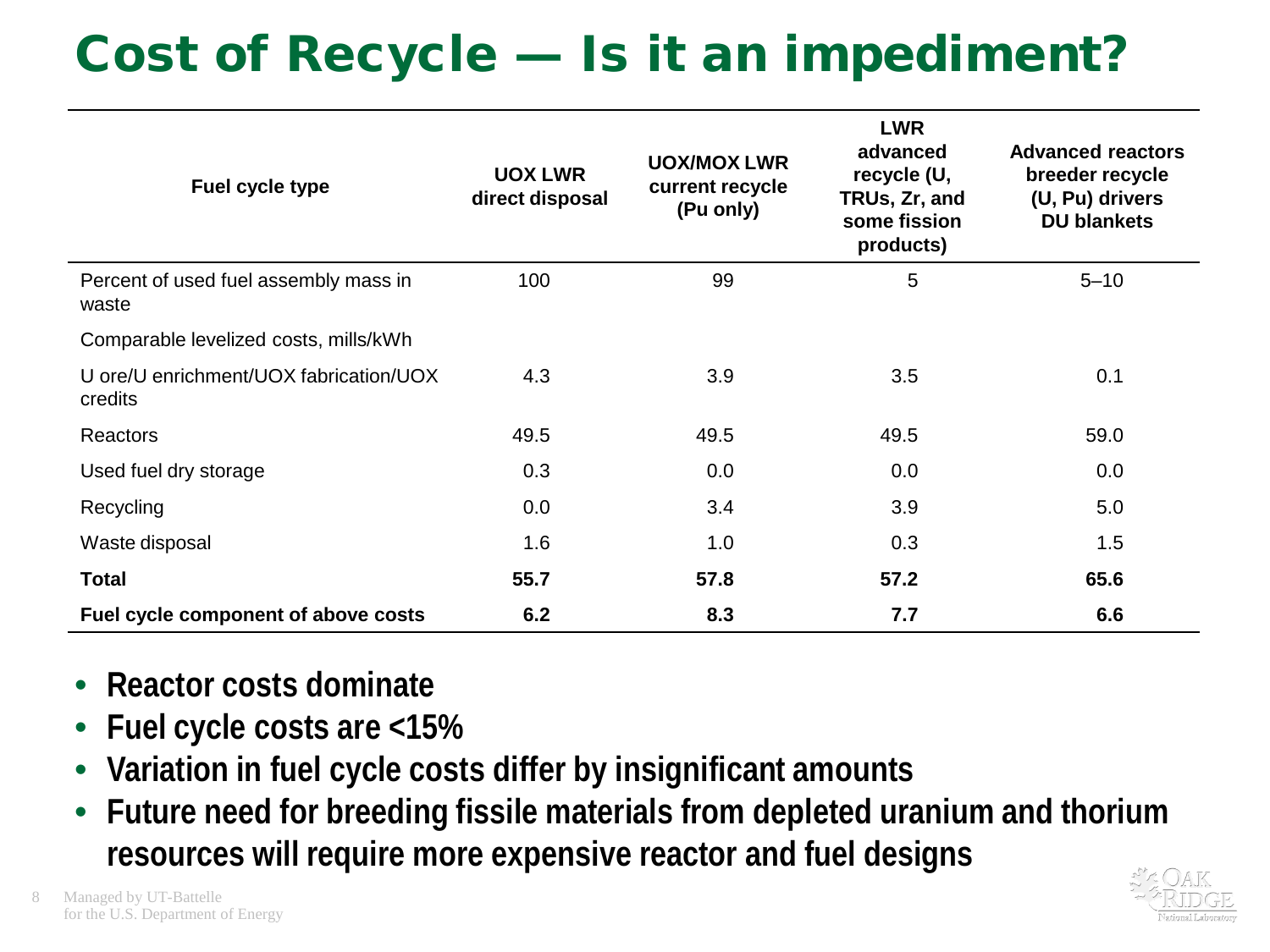# Cost of Recycle — Is it an impediment?

| Fuel cycle type | UOX LWR direct disposal | UOX/MOX LWR current recycle (Pu only) | LWR advanced recycle (U, TRUs, Zr, and some fission products) | Advanced reactors breeder recycle (U, Pu) drivers DU blankets |
|---|---|---|---|---|
| Percent of used fuel assembly mass in waste | 100 | 99 | 5 | 5–10 |
| Comparable levelized costs, mills/kWh | | | | |
| U ore/U enrichment/UOX fabrication/UOX credits | 4.3 | 3.9 | 3.5 | 0.1 |
| Reactors | 49.5 | 49.5 | 49.5 | 59.0 |
| Used fuel dry storage | 0.3 | 0.0 | 0.0 | 0.0 |
| Recycling | 0.0 | 3.4 | 3.9 | 5.0 |
| Waste disposal | 1.6 | 1.0 | 0.3 | 1.5 |
| **Total** | **55.7** | **57.8** | **57.2** | **65.6** |
| **Fuel cycle component of above costs** | **6.2** | **8.3** | **7.7** | **6.6** |

- **Reactor costs dominate**
- **Fuel cycle costs are <15%**
- **Variation in fuel cycle costs differ by insignificant amounts**
- **Future need for breeding fissile materials from depleted uranium and thorium resources will require more expensive reactor and fuel designs**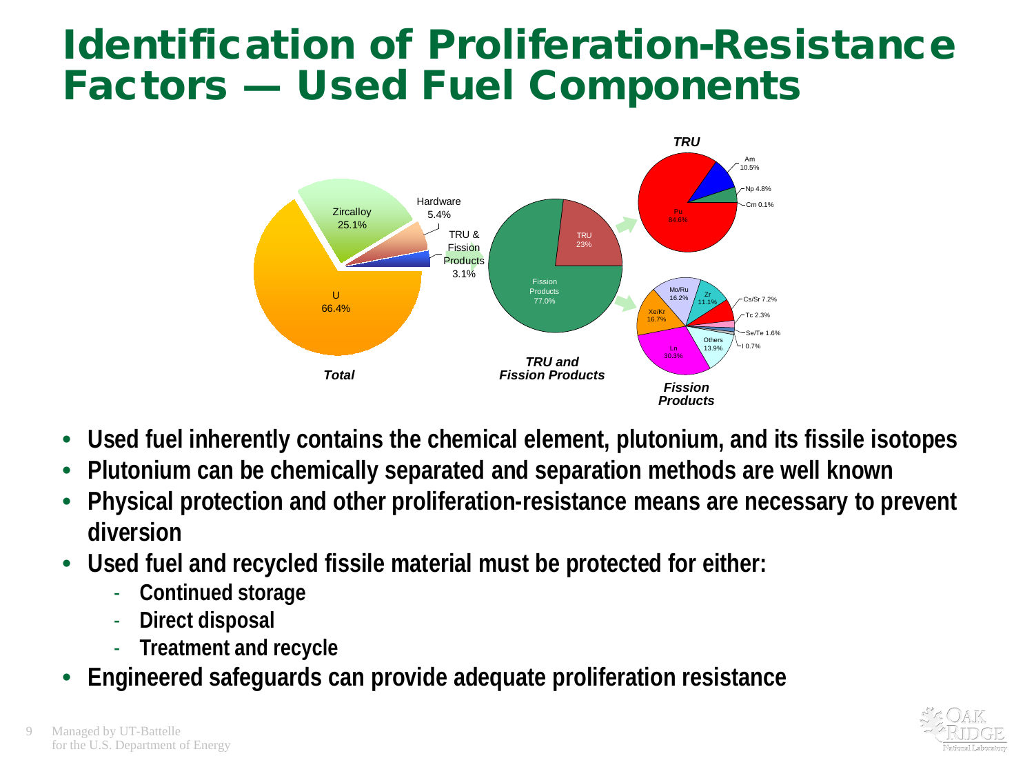# Identification of Proliferation-Resistance Factors — Used Fuel Components

**Total**

- U 66.4%
- Zircalloy 25.1%
- Hardware 5.4%
- TRU & Fission Products 3.1%

**TRU and Fission Products**

- Fission Products 77.0%
- TRU 23%

**TRU**

- Pu 84.6%
- Am 10.5%
- Np 4.8%
- Cm 0.1%

**Fission Products**

- Ln 30.3%
- Xe/Kr 16.7%
- Mo/Ru 16.2%
- Others 13.9%
- Zr 11.1%
- Cs/Sr 7.2%
- Tc 2.3%
- Se/Te 1.6%
- I 0.7%

- **Used fuel inherently contains the chemical element, plutonium, and its fissile isotopes**
- **Plutonium can be chemically separated and separation methods are well known**
- **Physical protection and other proliferation-resistance means are necessary to prevent diversion**
- **Used fuel and recycled fissile material must be protected for either:**
  - **Continued storage**
  - **Direct disposal**
  - **Treatment and recycle**
- **Engineered safeguards can provide adequate proliferation resistance**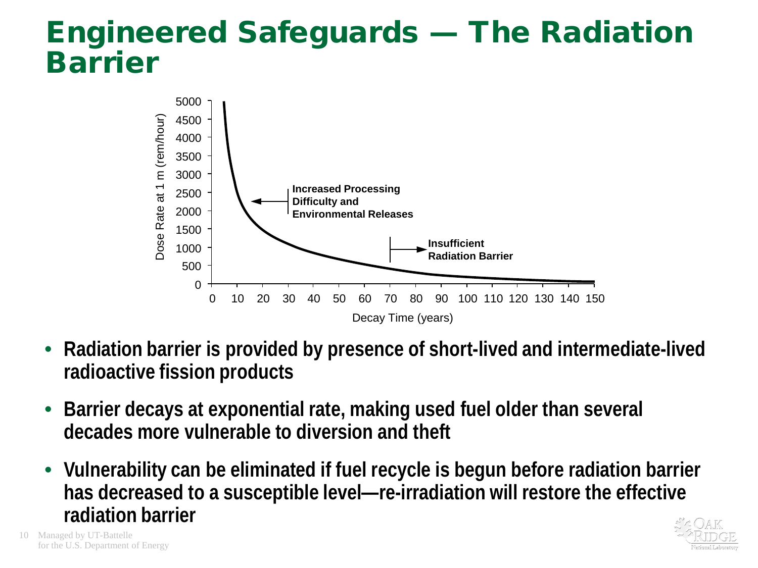# Engineered Safeguards — The Radiation Barrier

Dose Rate at 1 m (rem/hour)

Increased Processing Difficulty and Environmental Releases

Insufficient Radiation Barrier

Decay Time (years)

- **Radiation barrier is provided by presence of short-lived and intermediate-lived radioactive fission products**
- **Barrier decays at exponential rate, making used fuel older than several decades more vulnerable to diversion and theft**
- **Vulnerability can be eliminated if fuel recycle is begun before radiation barrier has decreased to a susceptible level—re-irradiation will restore the effective radiation barrier**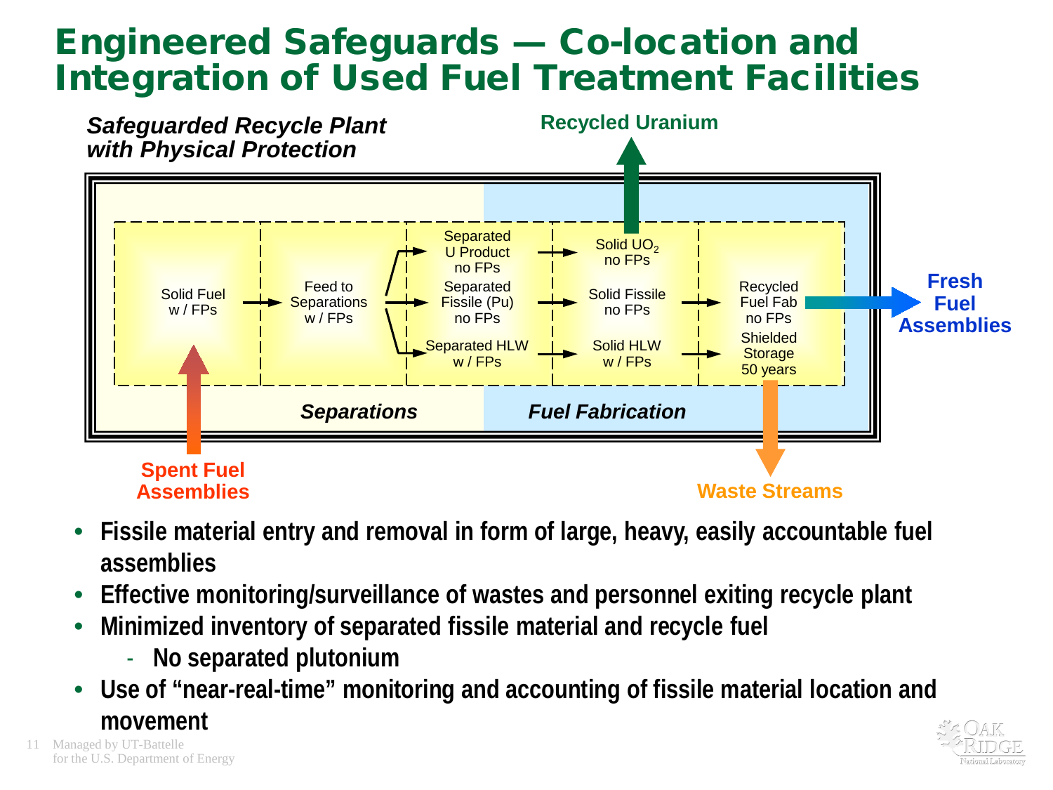# Engineered Safeguards — Co-location and Integration of Used Fuel Treatment Facilities

*Safeguarded Recycle Plant with Physical Protection*

**Recycled Uranium**

| Separations | | | Fuel Fabrication | |
|---|---|---|---|---|
| Solid Fuel w / FPs | Feed to Separations w / FPs | Separated U Product no FPs | Solid $UO_2$ no FPs | |
| | | Separated Fissile (Pu) no FPs | Solid Fissile no FPs | Recycled Fuel Fab no FPs |
| | | Separated HLW w / FPs | Solid HLW w / FPs | Shielded Storage 50 years |

**Spent Fuel Assemblies** → Solid Fuel w / FPs

Recycled Fuel Fab → **Fresh Fuel Assemblies**

Shielded Storage → **Waste Streams**

- **Fissile material entry and removal in form of large, heavy, easily accountable fuel assemblies**
- **Effective monitoring/surveillance of wastes and personnel exiting recycle plant**
- **Minimized inventory of separated fissile material and recycle fuel**
  - **No separated plutonium**
- **Use of "near-real-time" monitoring and accounting of fissile material location and movement**

Managed by UT-Battelle for the U.S. Department of Energy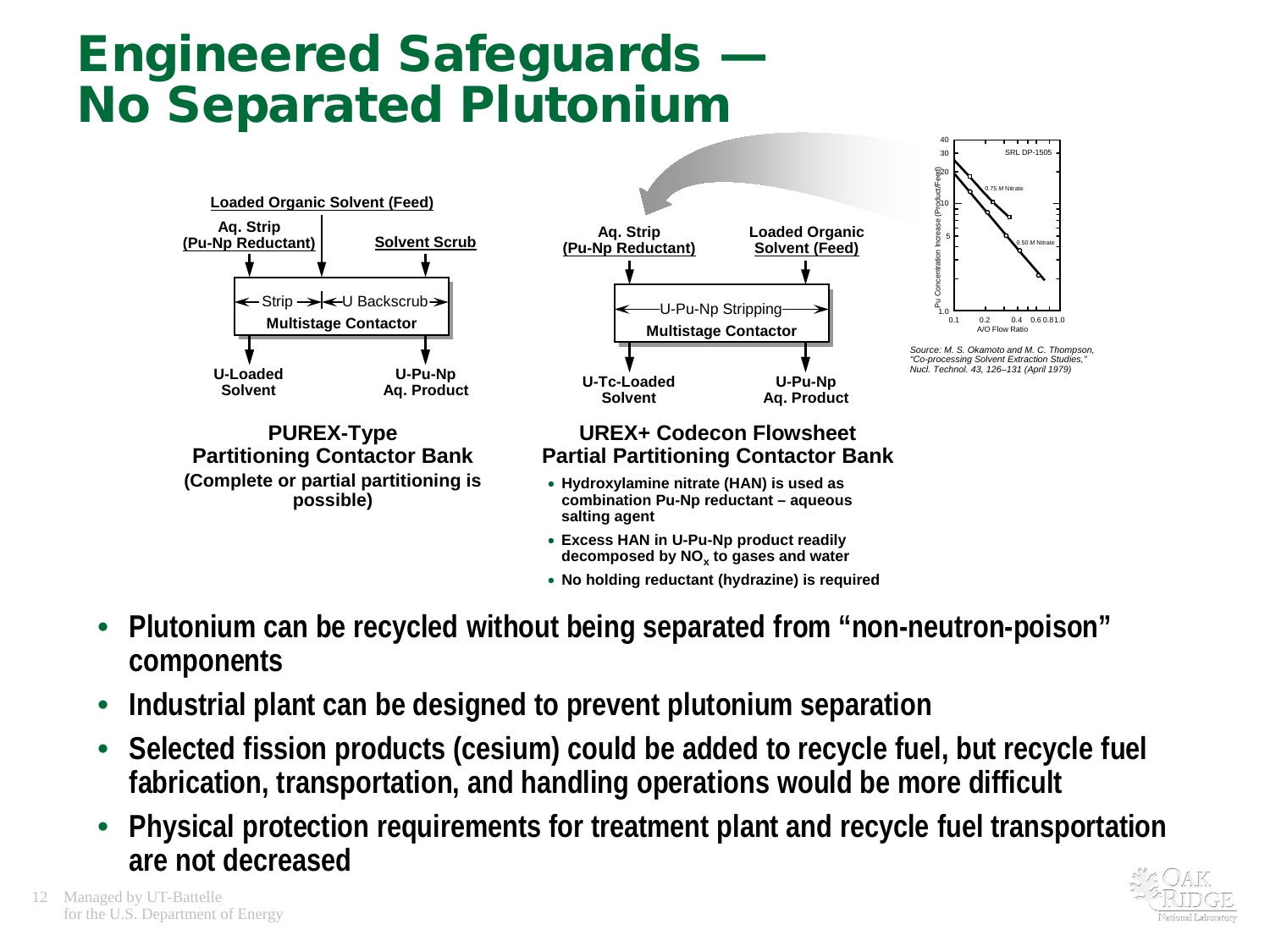# Engineered Safeguards — No Separated Plutonium

**Loaded Organic Solvent (Feed)**

**Aq. Strip (Pu-Np Reductant)** | **Solvent Scrub**

Strip | U Backscrub

**Multistage Contactor**

**U-Loaded Solvent** | **U-Pu-Np Aq. Product**

**PUREX-Type Partitioning Contactor Bank**

**(Complete or partial partitioning is possible)**

**Aq. Strip (Pu-Np Reductant)** | **Loaded Organic Solvent (Feed)**

U-Pu-Np Stripping

**Multistage Contactor**

**U-Tc-Loaded Solvent** | **U-Pu-Np Aq. Product**

**UREX+ Codecon Flowsheet Partial Partitioning Contactor Bank**

- **Hydroxylamine nitrate (HAN) is used as combination Pu-Np reductant – aqueous salting agent**
- **Excess HAN in U-Pu-Np product readily decomposed by $NO_x$ to gases and water**
- **No holding reductant (hydrazine) is required**

SRL DP-1505

Pu Concentration Increase (Product/Feed)

0.75 M Nitrate

0.50 M Nitrate

A/O Flow Ratio

*Source: M. S. Okamoto and M. C. Thompson, "Co-processing Solvent Extraction Studies," Nucl. Technol. 43, 126–131 (April 1979)*

- **Plutonium can be recycled without being separated from "non-neutron-poison" components**
- **Industrial plant can be designed to prevent plutonium separation**
- **Selected fission products (cesium) could be added to recycle fuel, but recycle fuel fabrication, transportation, and handling operations would be more difficult**
- **Physical protection requirements for treatment plant and recycle fuel transportation are not decreased**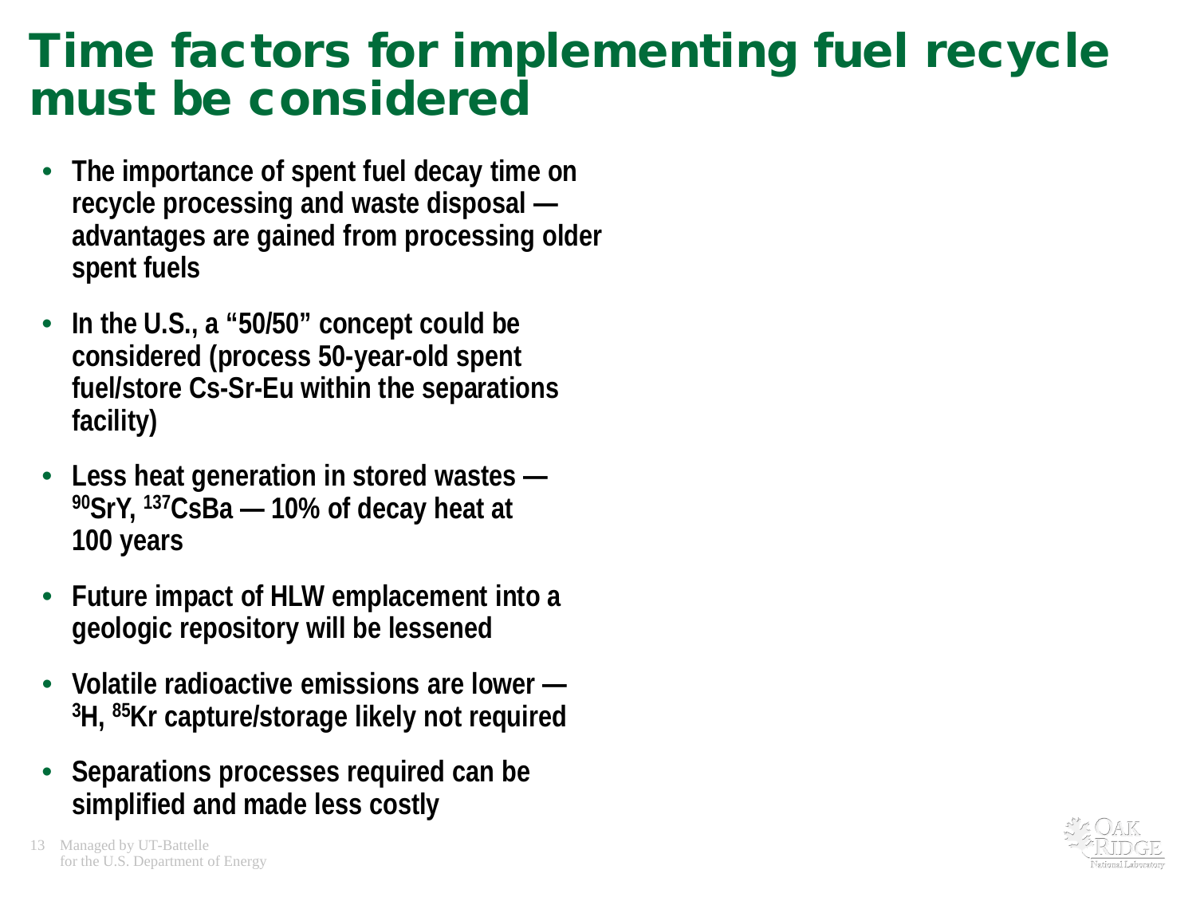# Time factors for implementing fuel recycle must be considered

- **The importance of spent fuel decay time on recycle processing and waste disposal — advantages are gained from processing older spent fuels**
- **In the U.S., a "50/50" concept could be considered (process 50-year-old spent fuel/store Cs-Sr-Eu within the separations facility)**
- **Less heat generation in stored wastes — $^{90}$SrY, $^{137}$CsBa — 10% of decay heat at 100 years**
- **Future impact of HLW emplacement into a geologic repository will be lessened**
- **Volatile radioactive emissions are lower — $^{3}$H, $^{85}$Kr capture/storage likely not required**
- **Separations processes required can be simplified and made less costly**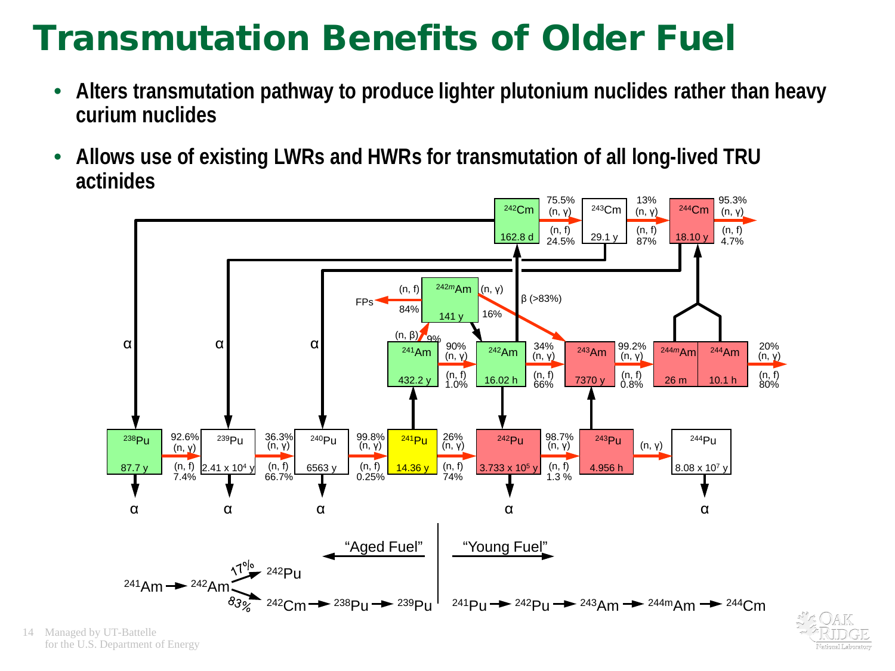# Transmutation Benefits of Older Fuel

- **Alters transmutation pathway to produce lighter plutonium nuclides rather than heavy curium nuclides**
- **Allows use of existing LWRs and HWRs for transmutation of all long-lived TRU actinides**

"Aged Fuel" ← | → "Young Fuel"

$^{241}$Am → $^{242}$Am → (17%) $^{242}$Pu; (83%) $^{242}$Cm → $^{238}$Pu → $^{239}$Pu

$^{241}$Pu → $^{242}$Pu → $^{243}$Am → $^{244m}$Am → $^{244}$Cm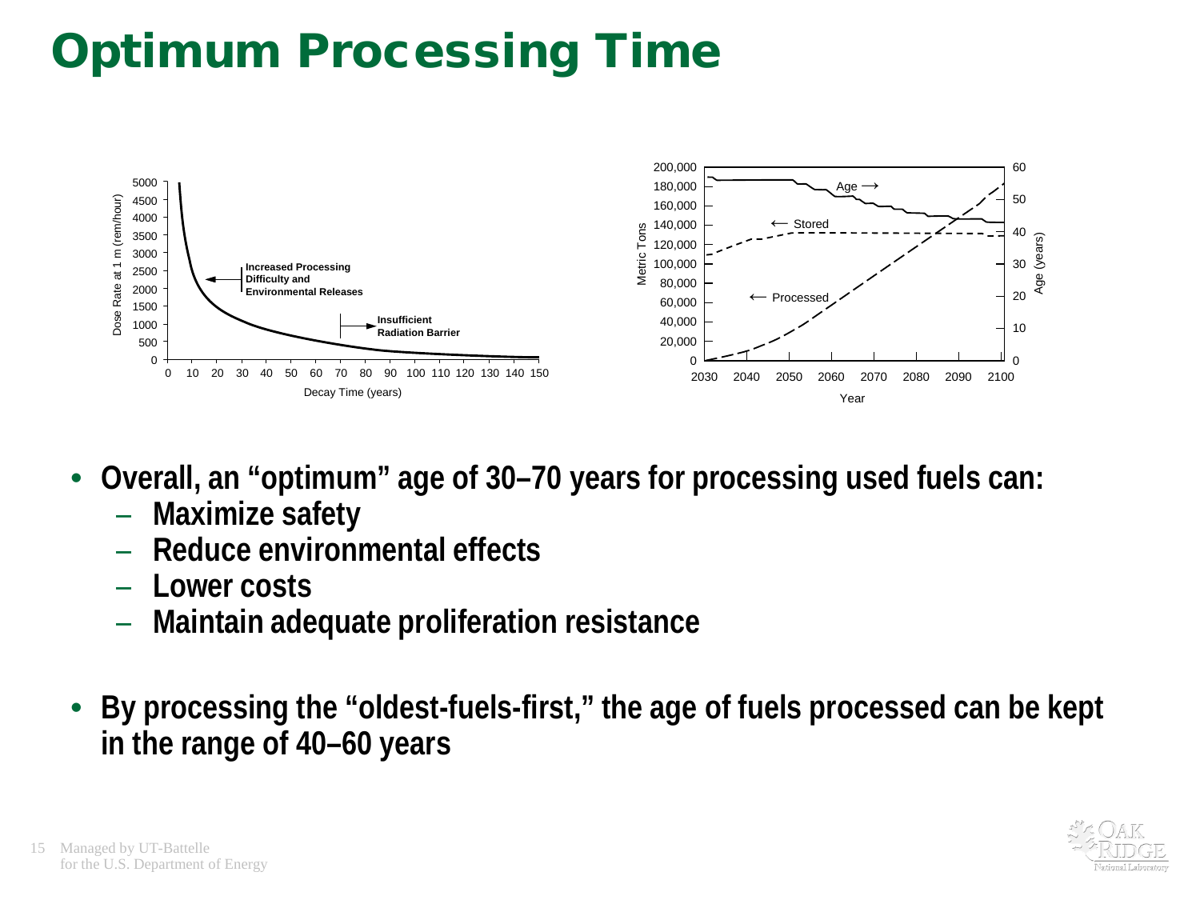# Optimum Processing Time

- **Overall, an "optimum" age of 30–70 years for processing used fuels can:**
  - **Maximize safety**
  - **Reduce environmental effects**
  - **Lower costs**
  - **Maintain adequate proliferation resistance**

- **By processing the "oldest-fuels-first," the age of fuels processed can be kept in the range of 40–60 years**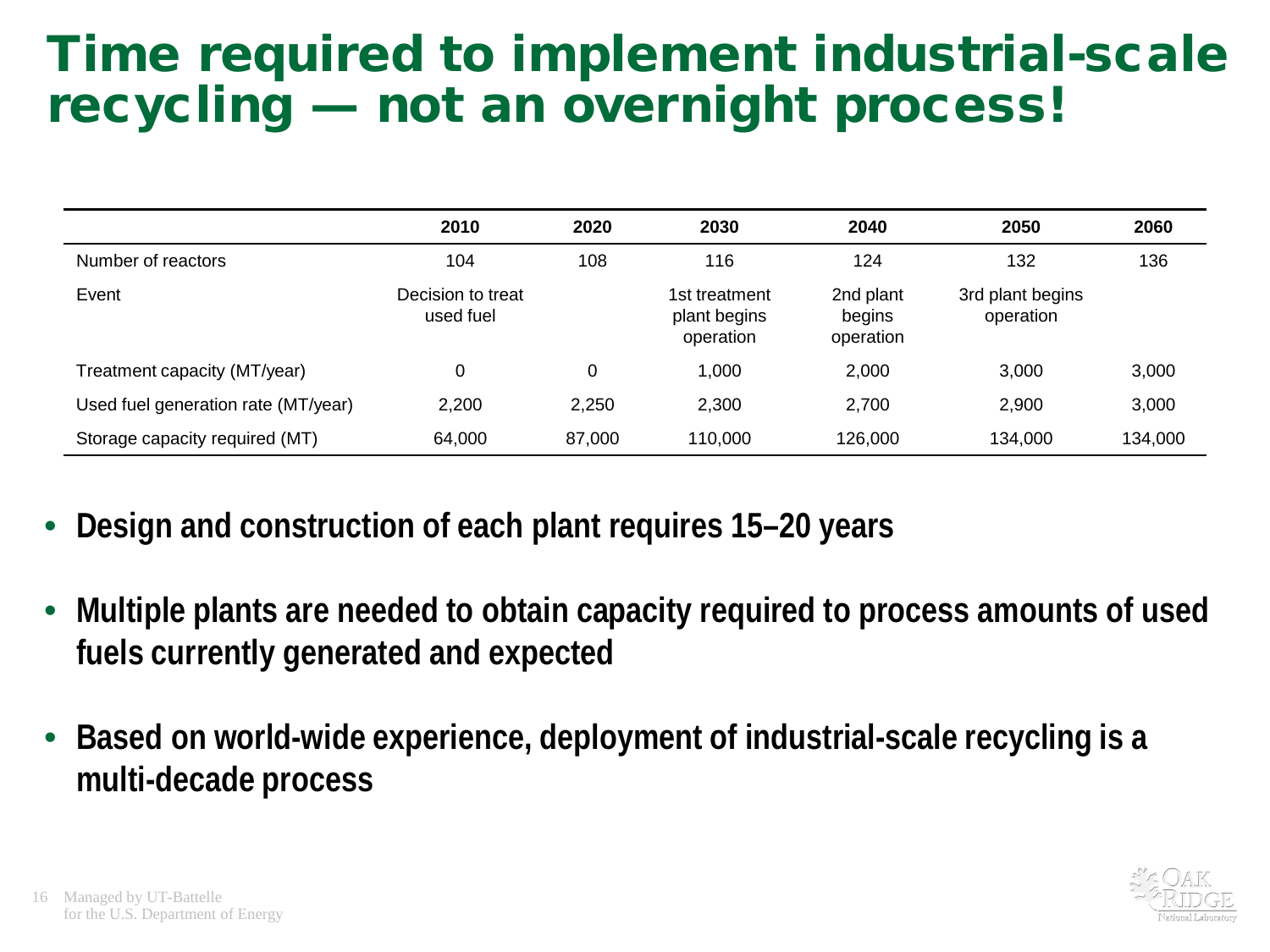# Time required to implement industrial-scale recycling — not an overnight process!

| | 2010 | 2020 | 2030 | 2040 | 2050 | 2060 |
|---|---|---|---|---|---|---|
| Number of reactors | 104 | 108 | 116 | 124 | 132 | 136 |
| Event | Decision to treat used fuel | | 1st treatment plant begins operation | 2nd plant begins operation | 3rd plant begins operation | |
| Treatment capacity (MT/year) | 0 | 0 | 1,000 | 2,000 | 3,000 | 3,000 |
| Used fuel generation rate (MT/year) | 2,200 | 2,250 | 2,300 | 2,700 | 2,900 | 3,000 |
| Storage capacity required (MT) | 64,000 | 87,000 | 110,000 | 126,000 | 134,000 | 134,000 |

- **Design and construction of each plant requires 15–20 years**
- **Multiple plants are needed to obtain capacity required to process amounts of used fuels currently generated and expected**
- **Based on world-wide experience, deployment of industrial-scale recycling is a multi-decade process**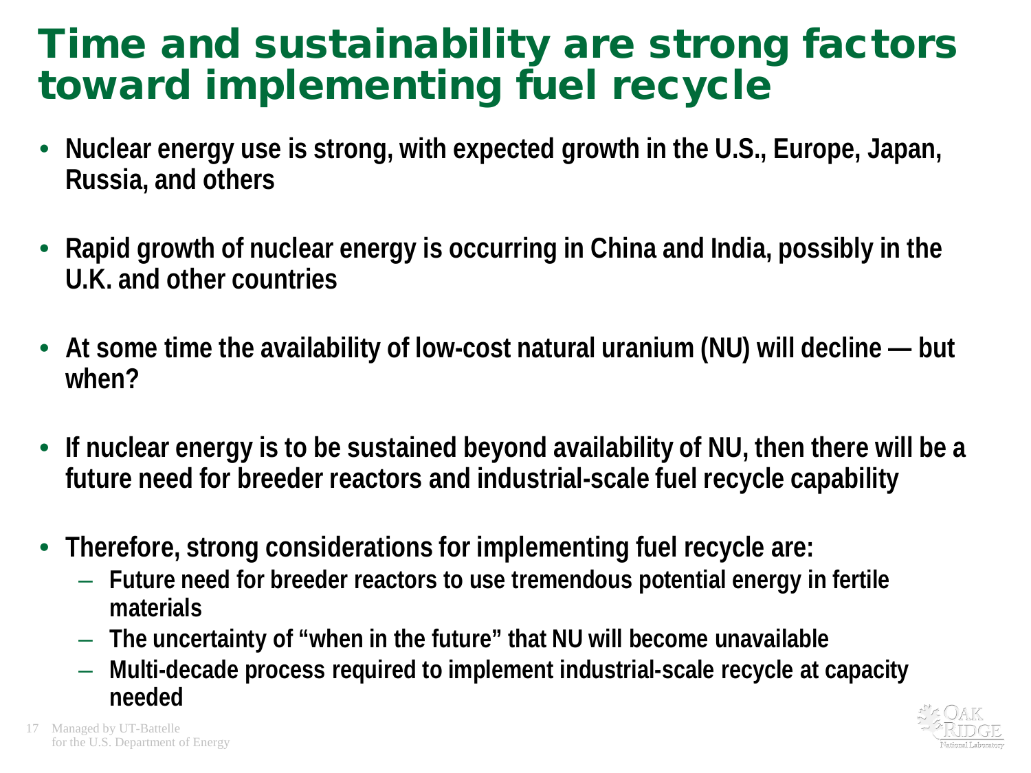# Time and sustainability are strong factors toward implementing fuel recycle

- **Nuclear energy use is strong, with expected growth in the U.S., Europe, Japan, Russia, and others**
- **Rapid growth of nuclear energy is occurring in China and India, possibly in the U.K. and other countries**
- **At some time the availability of low-cost natural uranium (NU) will decline — but when?**
- **If nuclear energy is to be sustained beyond availability of NU, then there will be a future need for breeder reactors and industrial-scale fuel recycle capability**
- **Therefore, strong considerations for implementing fuel recycle are:**
  - **Future need for breeder reactors to use tremendous potential energy in fertile materials**
  - **The uncertainty of "when in the future" that NU will become unavailable**
  - **Multi-decade process required to implement industrial-scale recycle at capacity needed**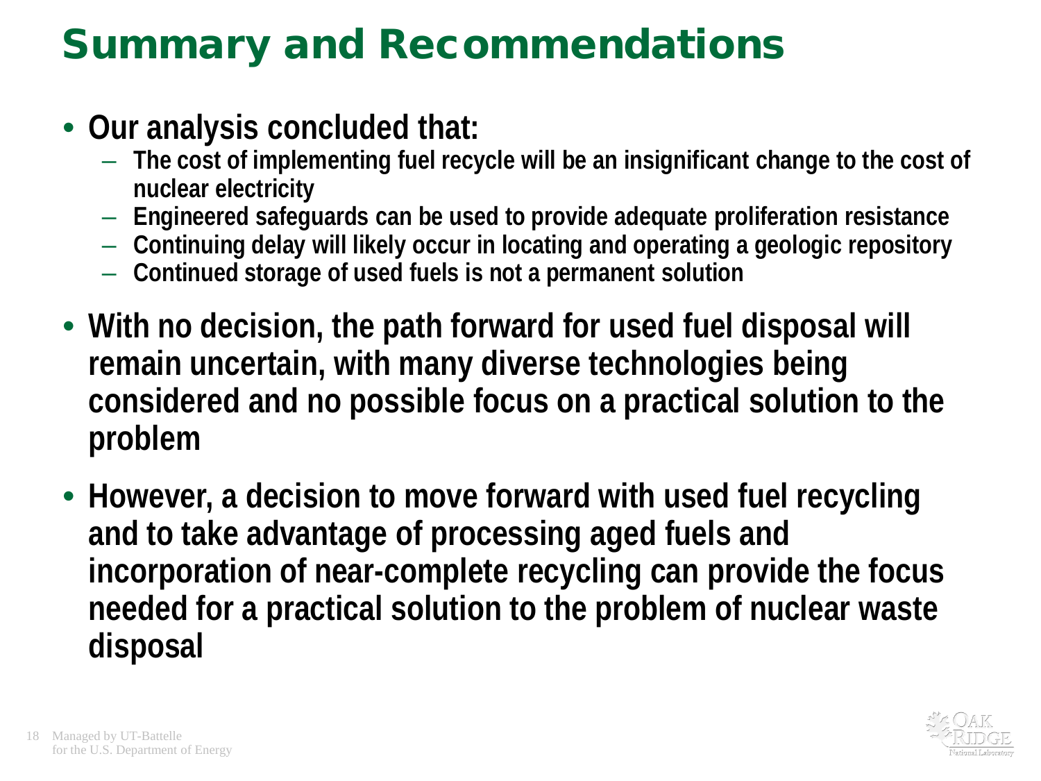# Summary and Recommendations

- **Our analysis concluded that:**
  - **The cost of implementing fuel recycle will be an insignificant change to the cost of nuclear electricity**
  - **Engineered safeguards can be used to provide adequate proliferation resistance**
  - **Continuing delay will likely occur in locating and operating a geologic repository**
  - **Continued storage of used fuels is not a permanent solution**
- **With no decision, the path forward for used fuel disposal will remain uncertain, with many diverse technologies being considered and no possible focus on a practical solution to the problem**
- **However, a decision to move forward with used fuel recycling and to take advantage of processing aged fuels and incorporation of near-complete recycling can provide the focus needed for a practical solution to the problem of nuclear waste disposal**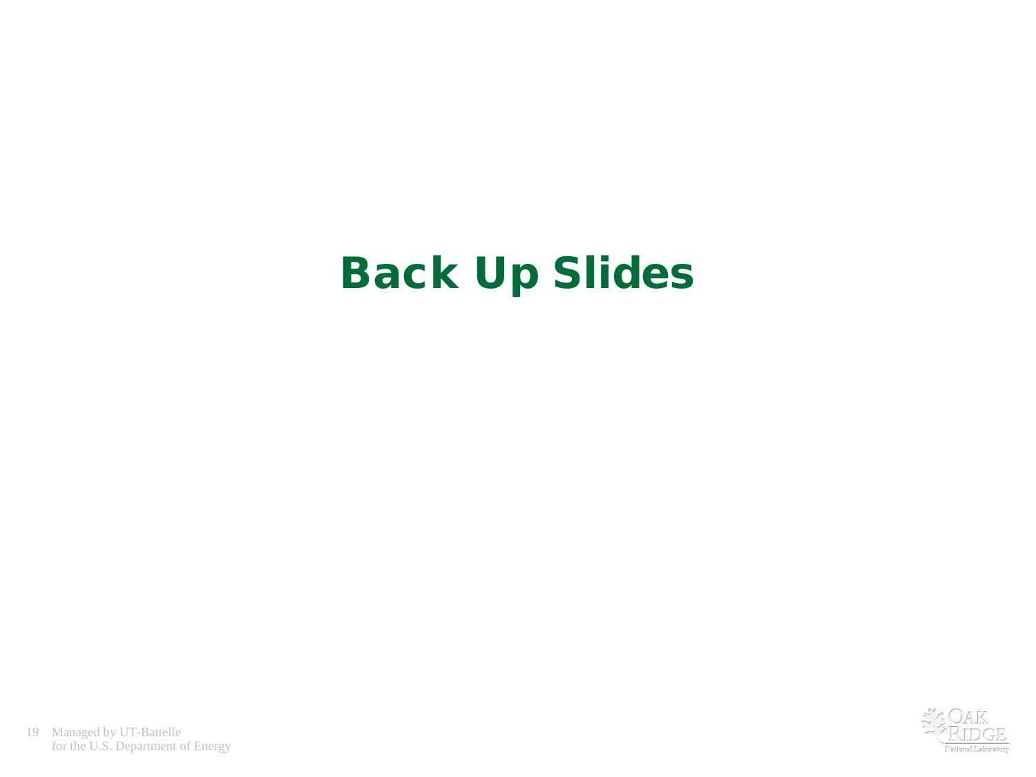# Back Up Slides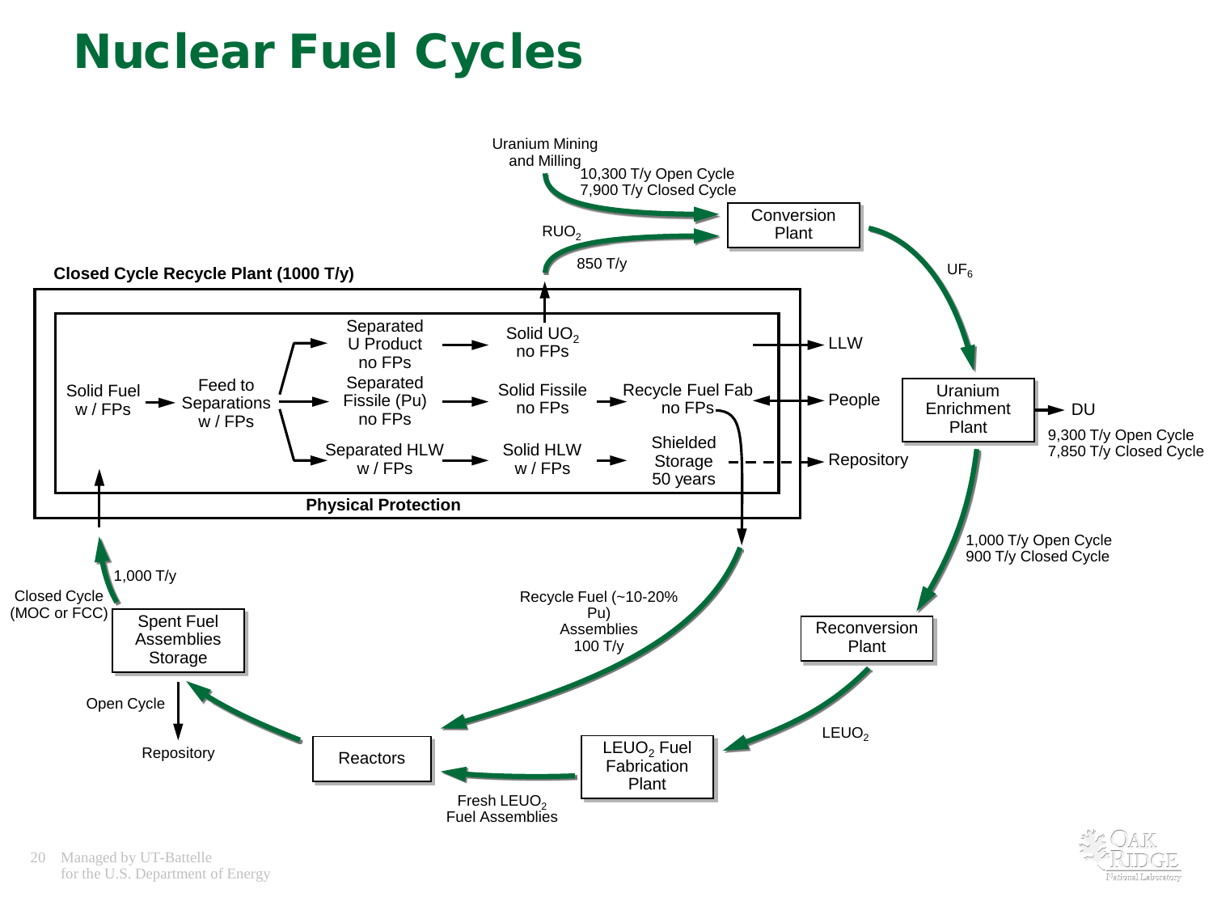# Nuclear Fuel Cycles

Uranium Mining and Milling

10,300 T/y Open Cycle
7,900 T/y Closed Cycle

Conversion Plant

$RUO_2$

850 T/y

$UF_6$

**Closed Cycle Recycle Plant (1000 T/y)**

Solid Fuel w / FPs

Feed to Separations w / FPs

Separated U Product no FPs

Solid $UO_2$ no FPs

Separated Fissile (Pu) no FPs

Solid Fissile no FPs

Recycle Fuel Fab no FPs

Separated HLW w / FPs

Solid HLW w / FPs

Shielded Storage 50 years

**Physical Protection**

LLW

People

Repository

Uranium Enrichment Plant

DU

9,300 T/y Open Cycle
7,850 T/y Closed Cycle

1,000 T/y Open Cycle
900 T/y Closed Cycle

Reconversion Plant

$LEUO_2$

$LEUO_2$ Fuel Fabrication Plant

Fresh $LEUO_2$ Fuel Assemblies

Reactors

Recycle Fuel (~10-20% Pu) Assemblies 100 T/y

Spent Fuel Assemblies Storage

1,000 T/y

Closed Cycle (MOC or FCC)

Open Cycle

Repository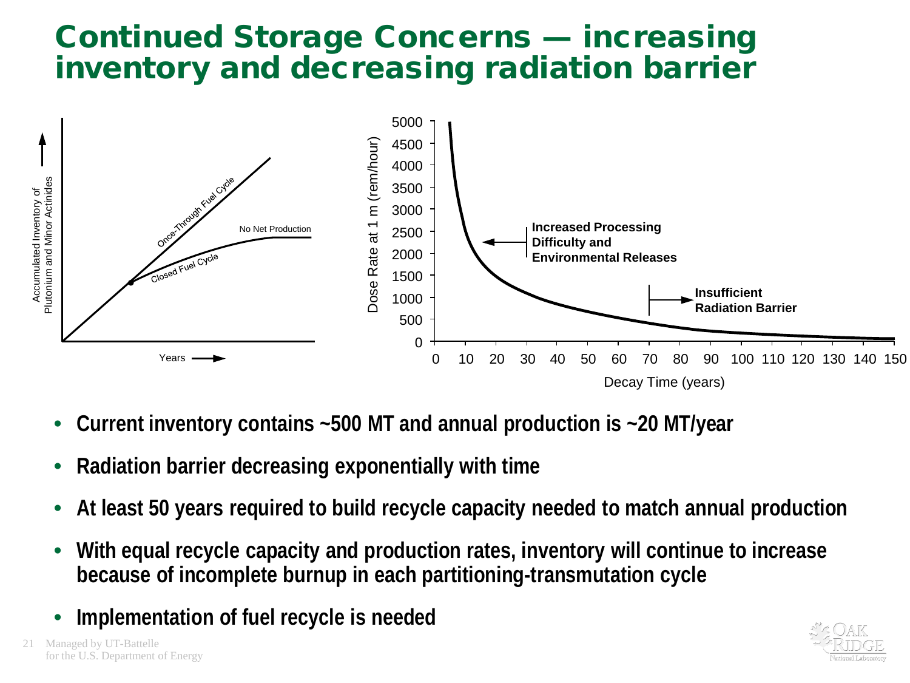# Continued Storage Concerns — increasing inventory and decreasing radiation barrier

- **Current inventory contains ~500 MT and annual production is ~20 MT/year**
- **Radiation barrier decreasing exponentially with time**
- **At least 50 years required to build recycle capacity needed to match annual production**
- **With equal recycle capacity and production rates, inventory will continue to increase because of incomplete burnup in each partitioning-transmutation cycle**
- **Implementation of fuel recycle is needed**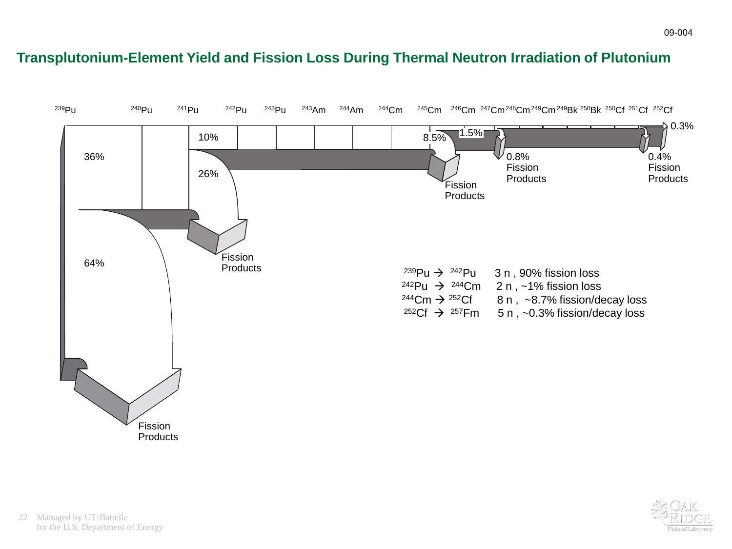## Transplutonium-Element Yield and Fission Loss During Thermal Neutron Irradiation of Plutonium

$^{239}Pu$ $^{240}Pu$ $^{241}Pu$ $^{242}Pu$ $^{243}Pu$ $^{243}Am$ $^{244}Am$ $^{244}Cm$ $^{245}Cm$ $^{246}Cm$ $^{247}Cm$ $^{248}Cm$ $^{249}Cm$ $^{249}Bk$ $^{250}Bk$ $^{250}Cf$ $^{251}Cf$ $^{252}Cf$

36%

64%

Fission Products

10%

26%

Fission Products

8.5%

Fission Products

1.5%

0.8% Fission Products

0.4% Fission Products

0.3%

$^{239}Pu \rightarrow {}^{242}Pu$ 3 n , 90% fission loss

$^{242}Pu \rightarrow {}^{244}Cm$ 2 n , ~1% fission loss

$^{244}Cm \rightarrow {}^{252}Cf$ 8 n , ~8.7% fission/decay loss

$^{252}Cf \rightarrow {}^{257}Fm$ 5 n , ~0.3% fission/decay loss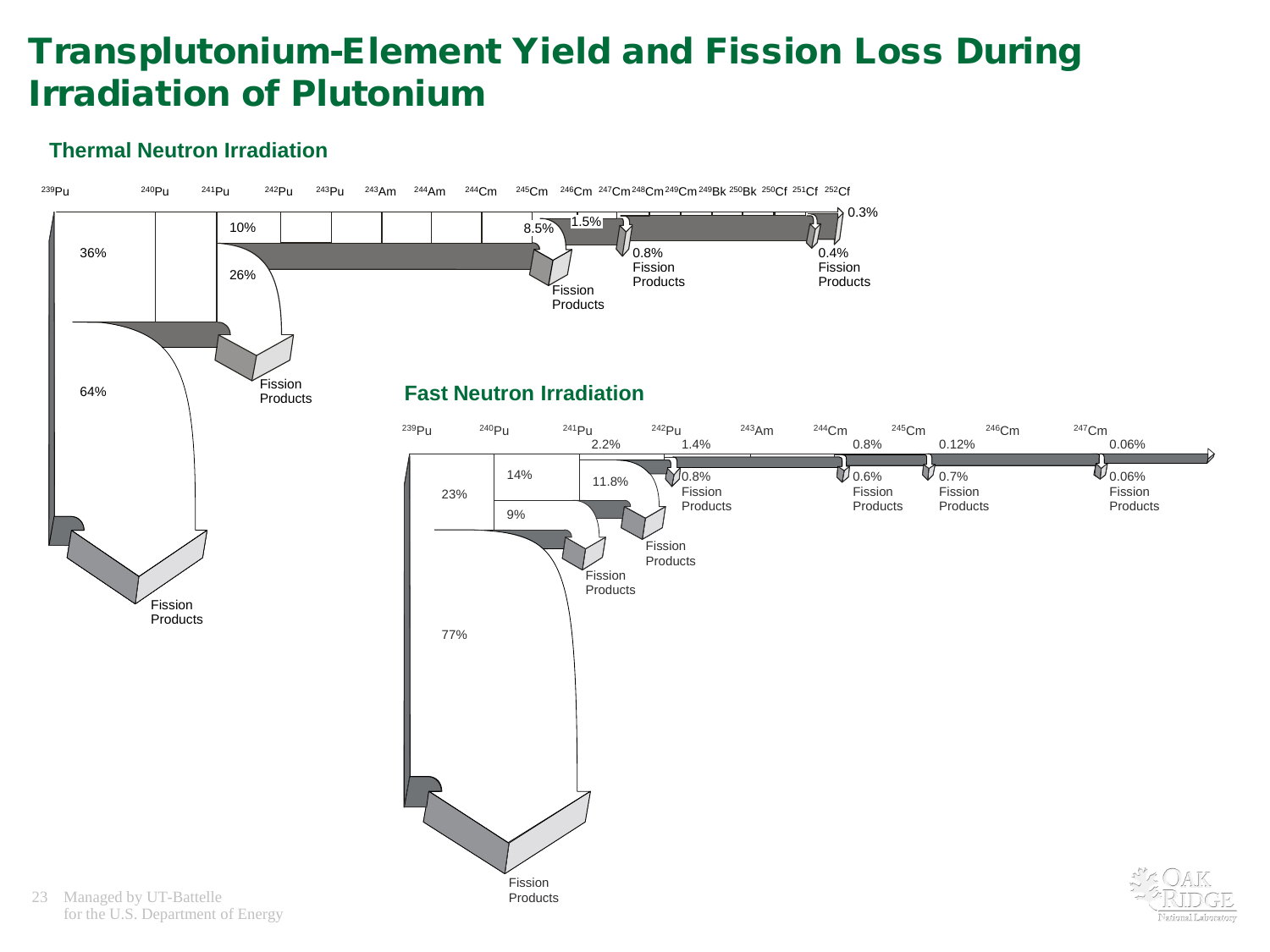# Transplutonium-Element Yield and Fission Loss During Irradiation of Plutonium

## Thermal Neutron Irradiation

$^{239}Pu$ $^{240}Pu$ $^{241}Pu$ $^{242}Pu$ $^{243}Pu$ $^{243}Am$ $^{244}Am$ $^{244}Cm$ $^{245}Cm$ $^{246}Cm$ $^{247}Cm$ $^{248}Cm$ $^{249}Cm$ $^{249}Bk$ $^{250}Bk$ $^{250}Cf$ $^{251}Cf$ $^{252}Cf$

36%

64%

Fission Products

10%

26%

Fission Products

8.5%

Fission Products

1.5%

0.8% Fission Products

0.4% Fission Products

0.3%

## Fast Neutron Irradiation

$^{239}Pu$ $^{240}Pu$ $^{241}Pu$ $^{242}Pu$ $^{243}Am$ $^{244}Cm$ $^{245}Cm$ $^{246}Cm$ $^{247}Cm$

23%

77%

Fission Products

14%

9%

Fission Products

2.2%

11.8%

Fission Products

1.4%

0.8% Fission Products

0.8%

0.6% Fission Products

0.12%

0.7% Fission Products

0.06%

0.06% Fission Products

Managed by UT-Battelle
for the U.S. Department of Energy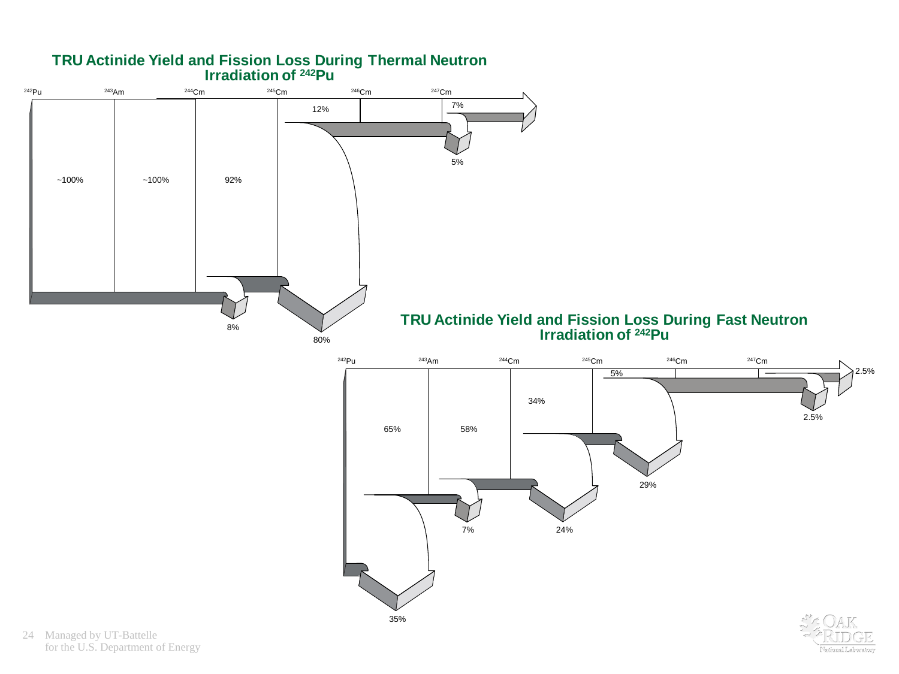## TRU Actinide Yield and Fission Loss During Thermal Neutron Irradiation of $^{242}Pu$

$^{242}Pu$ — $^{243}Am$ — $^{244}Cm$ — $^{245}Cm$ — $^{246}Cm$ — $^{247}Cm$

~100% ~100% 92% 12% 7%

8% 80% 5%

## TRU Actinide Yield and Fission Loss During Fast Neutron Irradiation of $^{242}Pu$

$^{242}Pu$ — $^{243}Am$ — $^{244}Cm$ — $^{245}Cm$ — $^{246}Cm$ — $^{247}Cm$

65% 58% 34% 5% 2.5%

35% 7% 24% 29% 2.5%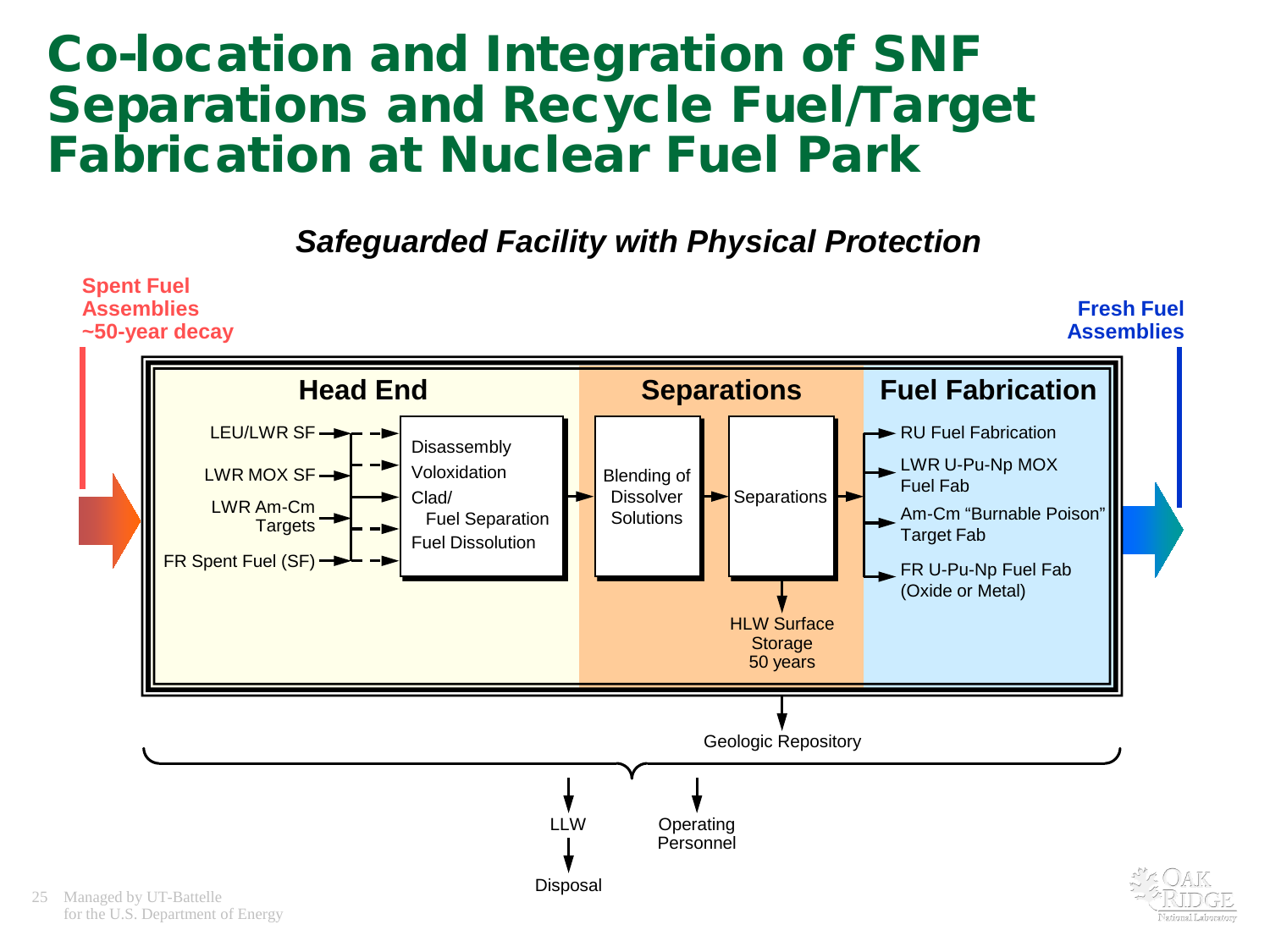# Co-location and Integration of SNF Separations and Recycle Fuel/Target Fabrication at Nuclear Fuel Park

***Safeguarded Facility with Physical Protection***

**Spent Fuel Assemblies ~50-year decay**

**Fresh Fuel Assemblies**

**Head End**

LEU/LWR SF

LWR MOX SF

LWR Am-Cm Targets

FR Spent Fuel (SF)

Disassembly
Voloxidation
Clad/
Fuel Separation
Fuel Dissolution

**Separations**

Blending of Dissolver Solutions

Separations

HLW Surface Storage 50 years

**Fuel Fabrication**

RU Fuel Fabrication

LWR U-Pu-Np MOX Fuel Fab

Am-Cm "Burnable Poison" Target Fab

FR U-Pu-Np Fuel Fab (Oxide or Metal)

Geologic Repository

LLW

Disposal

Operating Personnel

Managed by UT-Battelle for the U.S. Department of Energy